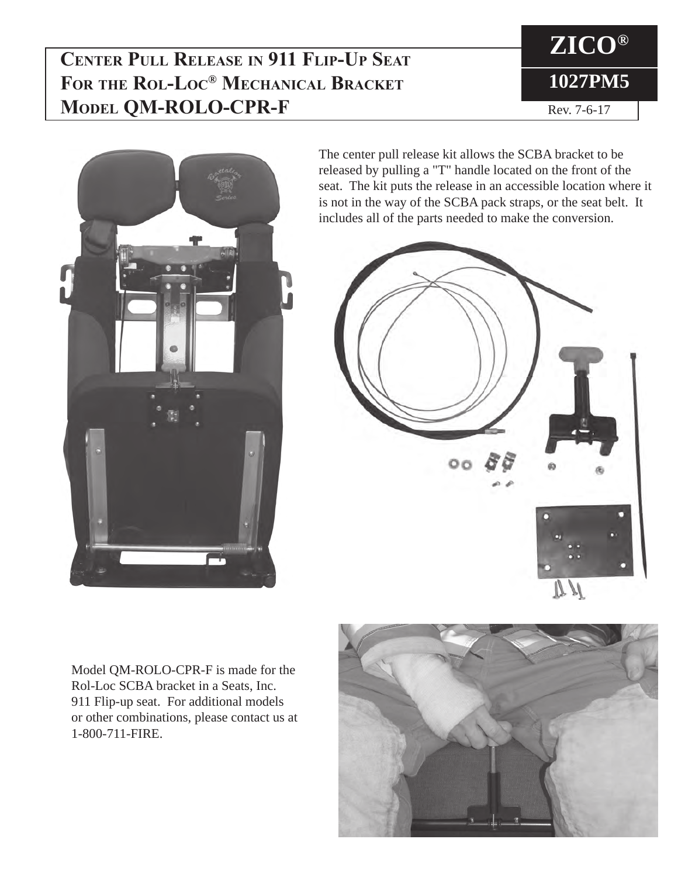# Center Pull Release in 911 Flip-Up Seat For the Rol-Loc® Mechanical Bracket Model QM-ROLO-CPR-F

**ZICO®**

**1027PM5**

Rev. 7-6-17

The center pull release kit allows the SCBA bracket to be released by pulling a "T" handle located on the front of the seat. The kit puts the release in an accessible location where it is not in the way of the SCBA pack straps, or the seat belt. It includes all of the parts needed to make the conversion.

Model QM-ROLO-CPR-F is made for the Rol-Loc SCBA bracket in a Seats, Inc. 911 Flip-up seat. For additional models or other combinations, please contact us at 1-800-711-FIRE.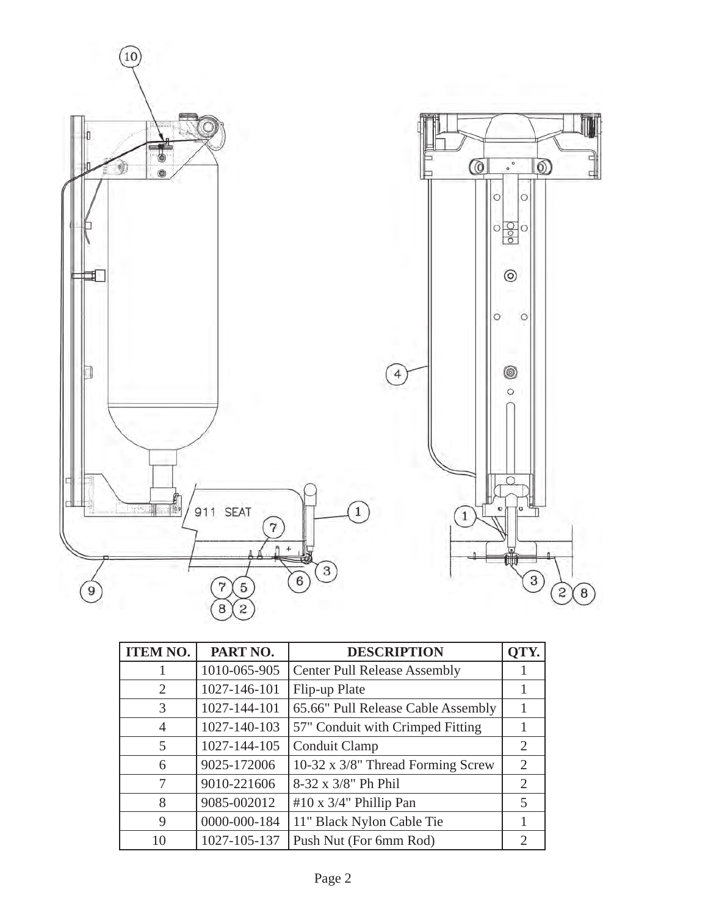| ITEM NO. | PART NO. | DESCRIPTION | QTY. |
|---|---|---|---|
| 1 | 1010-065-905 | Center Pull Release Assembly | 1 |
| 2 | 1027-146-101 | Flip-up Plate | 1 |
| 3 | 1027-144-101 | 65.66" Pull Release Cable Assembly | 1 |
| 4 | 1027-140-103 | 57" Conduit with Crimped Fitting | 1 |
| 5 | 1027-144-105 | Conduit Clamp | 2 |
| 6 | 9025-172006 | 10-32 x 3/8" Thread Forming Screw | 2 |
| 7 | 9010-221606 | 8-32 x 3/8" Ph Phil | 2 |
| 8 | 9085-002012 | #10 x 3/4" Phillip Pan | 5 |
| 9 | 0000-000-184 | 11" Black Nylon Cable Tie | 1 |
| 10 | 1027-105-137 | Push Nut (For 6mm Rod) | 2 |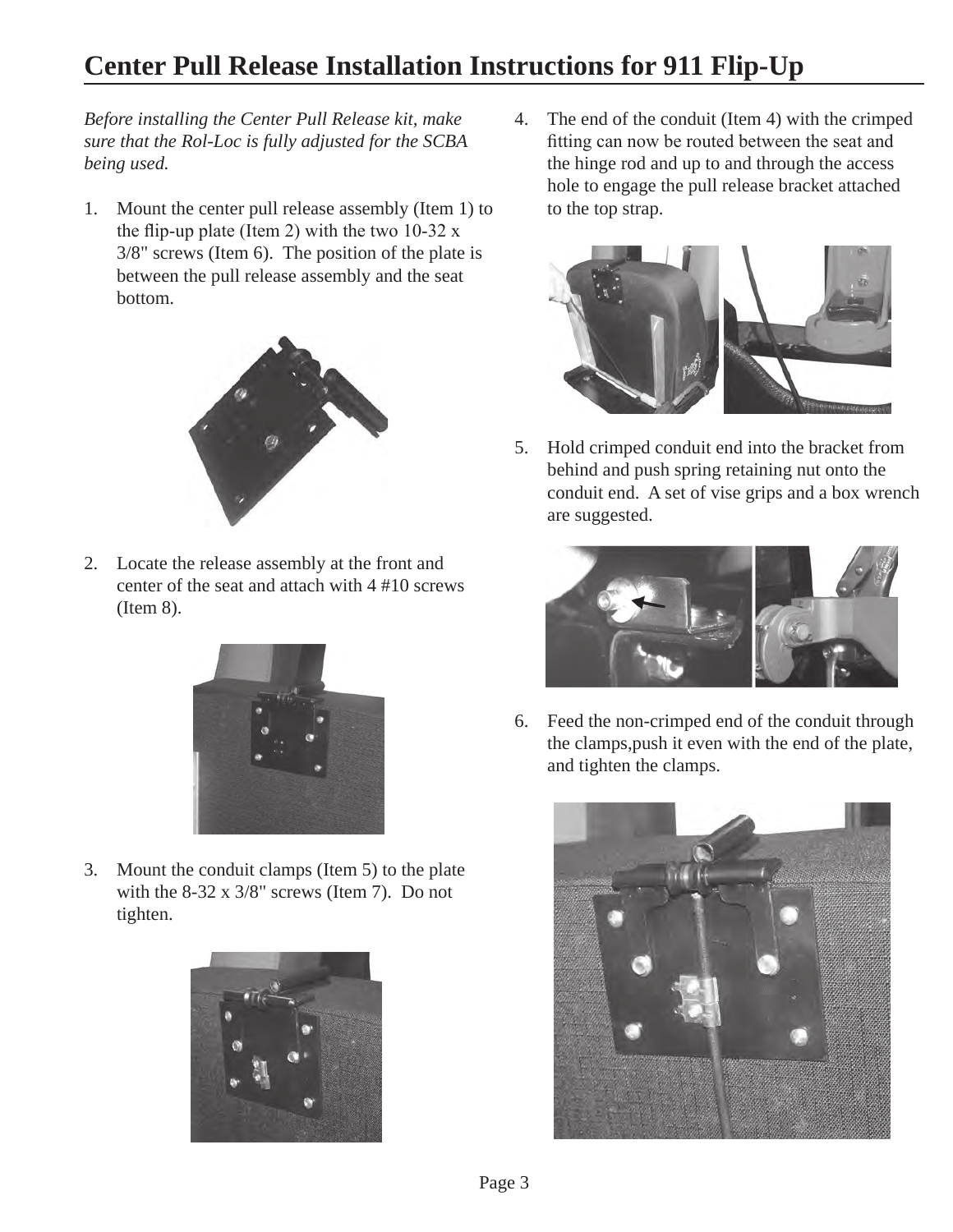# Center Pull Release Installation Instructions for 911 Flip-Up

*Before installing the Center Pull Release kit, make sure that the Rol-Loc is fully adjusted for the SCBA being used.*

1. Mount the center pull release assembly (Item 1) to the flip-up plate (Item 2) with the two 10-32 x 3/8" screws (Item 6). The position of the plate is between the pull release assembly and the seat bottom.

2. Locate the release assembly at the front and center of the seat and attach with 4 #10 screws (Item 8).

3. Mount the conduit clamps (Item 5) to the plate with the 8-32 x 3/8" screws (Item 7). Do not tighten.

4. The end of the conduit (Item 4) with the crimped fitting can now be routed between the seat and the hinge rod and up to and through the access hole to engage the pull release bracket attached to the top strap.

5. Hold crimped conduit end into the bracket from behind and push spring retaining nut onto the conduit end. A set of vise grips and a box wrench are suggested.

6. Feed the non-crimped end of the conduit through the clamps,push it even with the end of the plate, and tighten the clamps.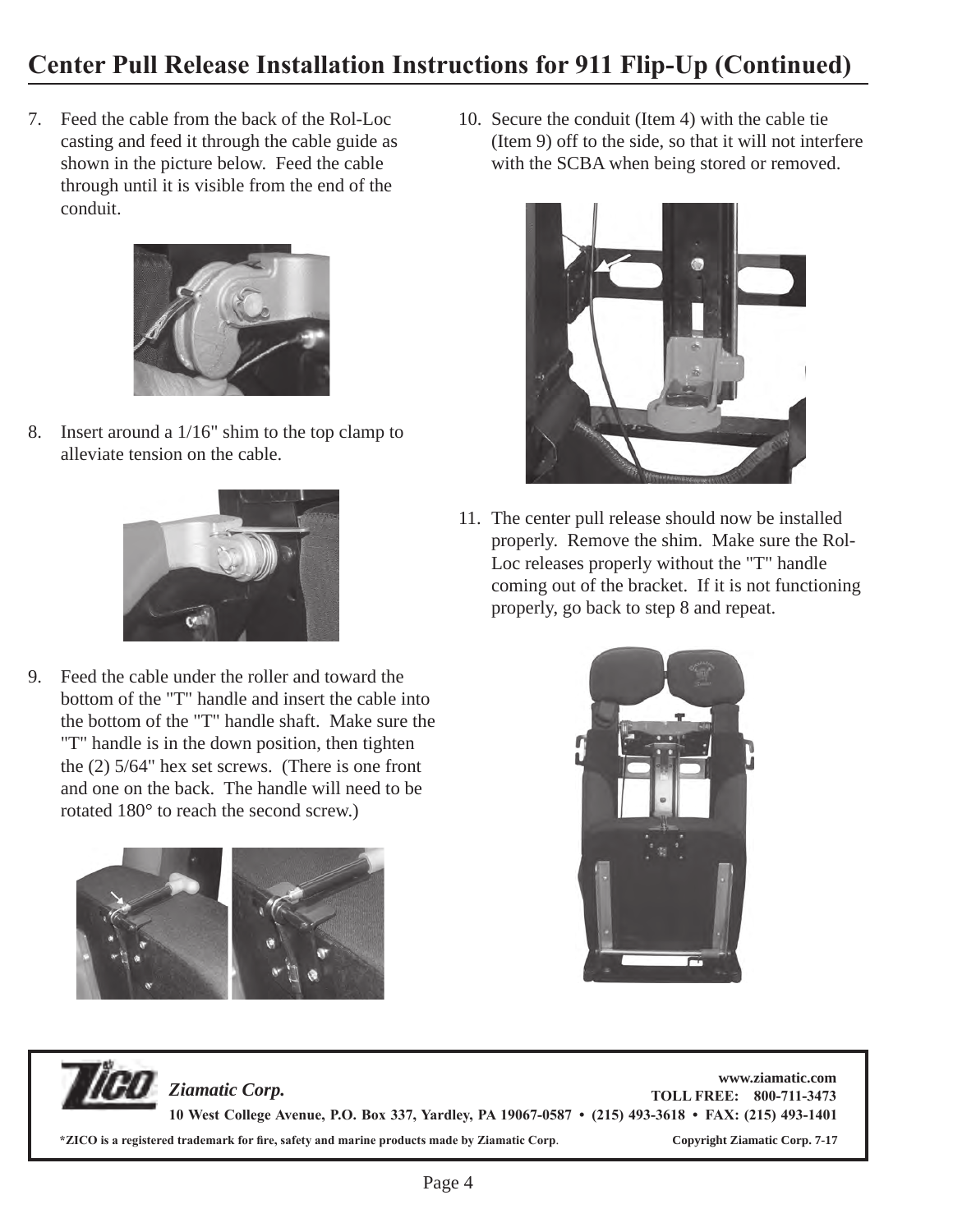# Center Pull Release Installation Instructions for 911 Flip-Up (Continued)

7. Feed the cable from the back of the Rol-Loc casting and feed it through the cable guide as shown in the picture below. Feed the cable through until it is visible from the end of the conduit.

8. Insert around a 1/16" shim to the top clamp to alleviate tension on the cable.

9. Feed the cable under the roller and toward the bottom of the "T" handle and insert the cable into the bottom of the "T" handle shaft. Make sure the "T" handle is in the down position, then tighten the (2) 5/64" hex set screws. (There is one front and one on the back. The handle will need to be rotated 180° to reach the second screw.)

10. Secure the conduit (Item 4) with the cable tie (Item 9) off to the side, so that it will not interfere with the SCBA when being stored or removed.

11. The center pull release should now be installed properly. Remove the shim. Make sure the Rol-Loc releases properly without the "T" handle coming out of the bracket. If it is not functioning properly, go back to step 8 and repeat.

---

*Ziamatic Corp.*

**www.ziamatic.com**
**TOLL FREE: 800-711-3473**
**10 West College Avenue, P.O. Box 337, Yardley, PA 19067-0587 • (215) 493-3618 • FAX: (215) 493-1401**

**\*ZICO is a registered trademark for fire, safety and marine products made by Ziamatic Corp.** **Copyright Ziamatic Corp. 7-17**